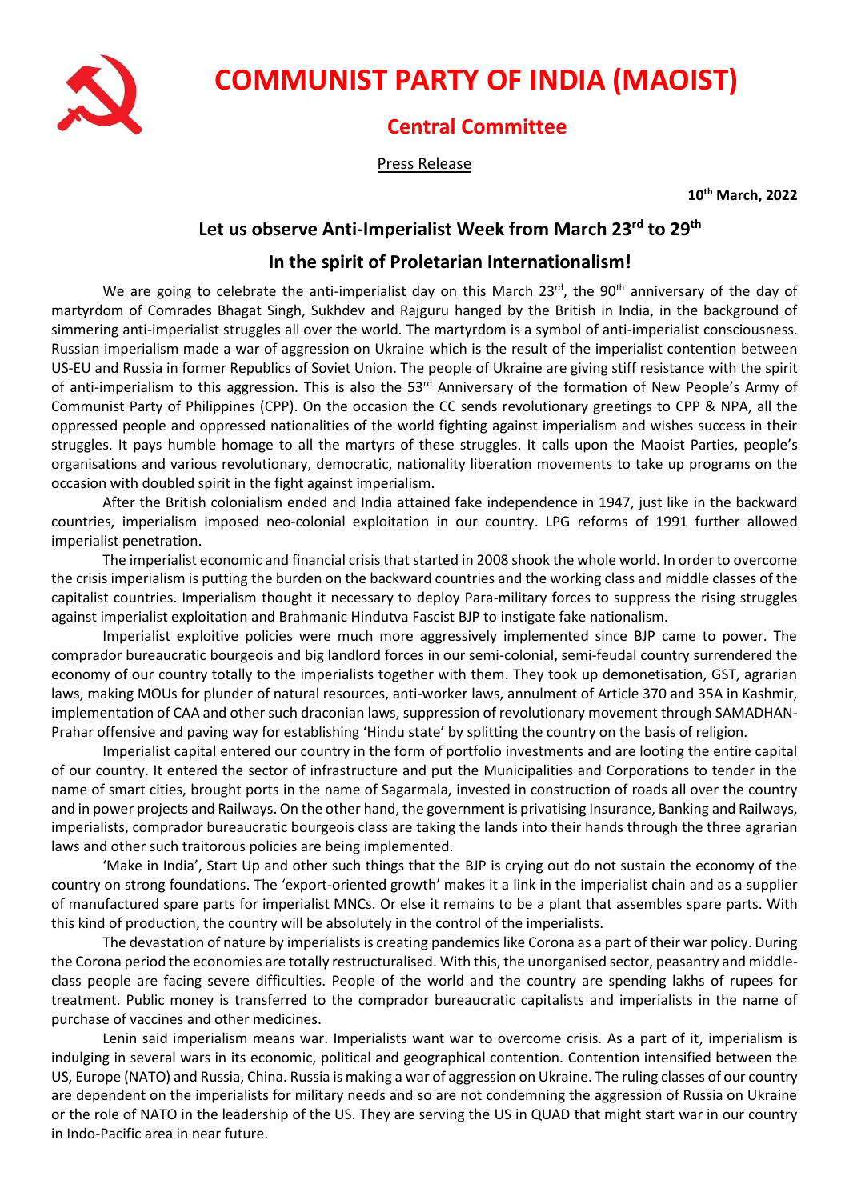# COMMUNIST PARTY OF INDIA (MAOIST)

## Central Committee

Press Release

**10th March, 2022**

### Let us observe Anti-Imperialist Week from March 23rd to 29th

### In the spirit of Proletarian Internationalism!

We are going to celebrate the anti-imperialist day on this March 23rd, the 90th anniversary of the day of martyrdom of Comrades Bhagat Singh, Sukhdev and Rajguru hanged by the British in India, in the background of simmering anti-imperialist struggles all over the world. The martyrdom is a symbol of anti-imperialist consciousness. Russian imperialism made a war of aggression on Ukraine which is the result of the imperialist contention between US-EU and Russia in former Republics of Soviet Union. The people of Ukraine are giving stiff resistance with the spirit of anti-imperialism to this aggression. This is also the 53rd Anniversary of the formation of New People's Army of Communist Party of Philippines (CPP). On the occasion the CC sends revolutionary greetings to CPP & NPA, all the oppressed people and oppressed nationalities of the world fighting against imperialism and wishes success in their struggles. It pays humble homage to all the martyrs of these struggles. It calls upon the Maoist Parties, people's organisations and various revolutionary, democratic, nationality liberation movements to take up programs on the occasion with doubled spirit in the fight against imperialism.

After the British colonialism ended and India attained fake independence in 1947, just like in the backward countries, imperialism imposed neo-colonial exploitation in our country. LPG reforms of 1991 further allowed imperialist penetration.

The imperialist economic and financial crisis that started in 2008 shook the whole world. In order to overcome the crisis imperialism is putting the burden on the backward countries and the working class and middle classes of the capitalist countries. Imperialism thought it necessary to deploy Para-military forces to suppress the rising struggles against imperialist exploitation and Brahmanic Hindutva Fascist BJP to instigate fake nationalism.

Imperialist exploitive policies were much more aggressively implemented since BJP came to power. The comprador bureaucratic bourgeois and big landlord forces in our semi-colonial, semi-feudal country surrendered the economy of our country totally to the imperialists together with them. They took up demonetisation, GST, agrarian laws, making MOUs for plunder of natural resources, anti-worker laws, annulment of Article 370 and 35A in Kashmir, implementation of CAA and other such draconian laws, suppression of revolutionary movement through SAMADHAN-Prahar offensive and paving way for establishing 'Hindu state' by splitting the country on the basis of religion.

Imperialist capital entered our country in the form of portfolio investments and are looting the entire capital of our country. It entered the sector of infrastructure and put the Municipalities and Corporations to tender in the name of smart cities, brought ports in the name of Sagarmala, invested in construction of roads all over the country and in power projects and Railways. On the other hand, the government is privatising Insurance, Banking and Railways, imperialists, comprador bureaucratic bourgeois class are taking the lands into their hands through the three agrarian laws and other such traitorous policies are being implemented.

'Make in India', Start Up and other such things that the BJP is crying out do not sustain the economy of the country on strong foundations. The 'export-oriented growth' makes it a link in the imperialist chain and as a supplier of manufactured spare parts for imperialist MNCs. Or else it remains to be a plant that assembles spare parts. With this kind of production, the country will be absolutely in the control of the imperialists.

The devastation of nature by imperialists is creating pandemics like Corona as a part of their war policy. During the Corona period the economies are totally restructuralised. With this, the unorganised sector, peasantry and middle-class people are facing severe difficulties. People of the world and the country are spending lakhs of rupees for treatment. Public money is transferred to the comprador bureaucratic capitalists and imperialists in the name of purchase of vaccines and other medicines.

Lenin said imperialism means war. Imperialists want war to overcome crisis. As a part of it, imperialism is indulging in several wars in its economic, political and geographical contention. Contention intensified between the US, Europe (NATO) and Russia, China. Russia is making a war of aggression on Ukraine. The ruling classes of our country are dependent on the imperialists for military needs and so are not condemning the aggression of Russia on Ukraine or the role of NATO in the leadership of the US. They are serving the US in QUAD that might start war in our country in Indo-Pacific area in near future.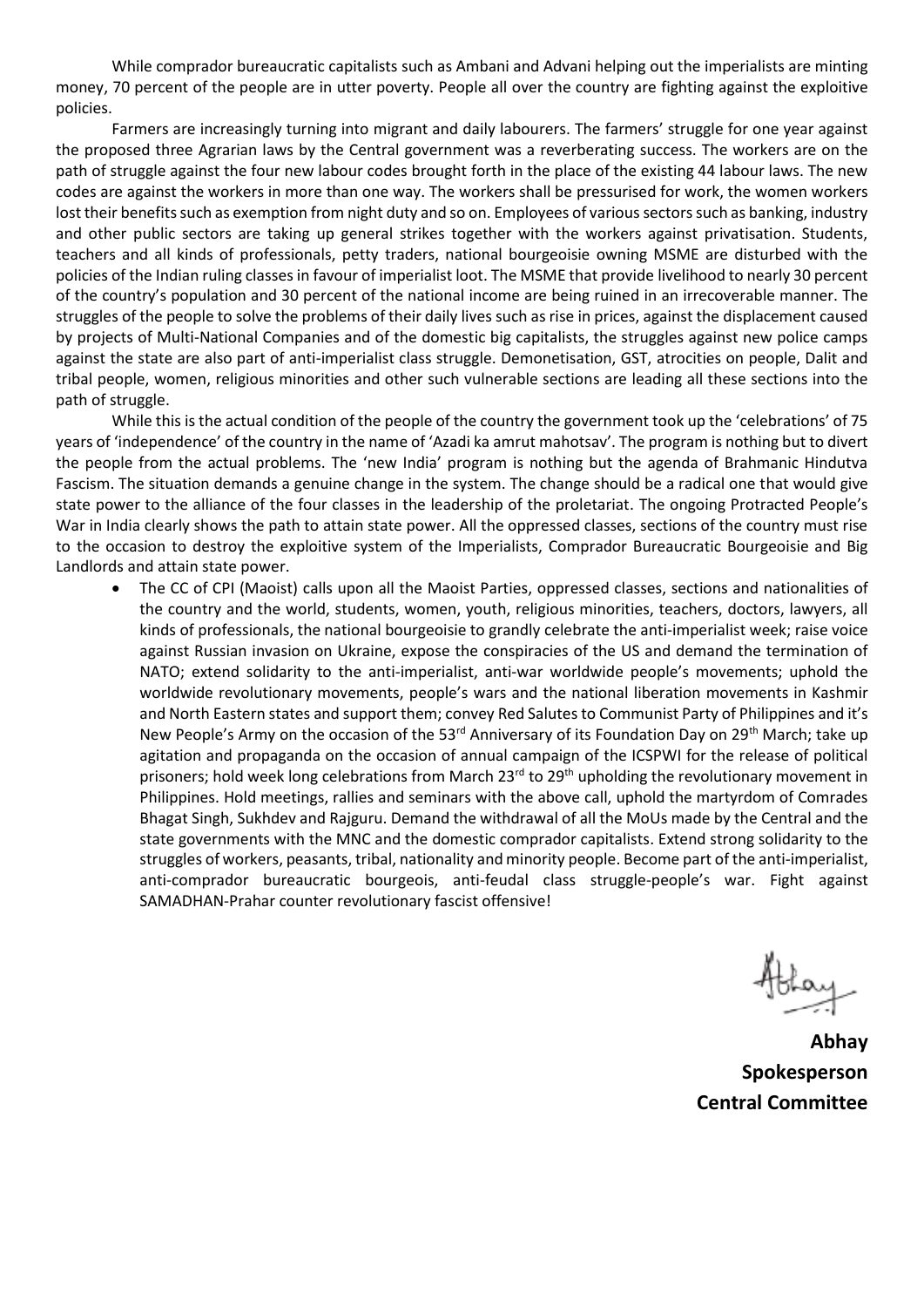While comprador bureaucratic capitalists such as Ambani and Advani helping out the imperialists are minting money, 70 percent of the people are in utter poverty. People all over the country are fighting against the exploitive policies.

Farmers are increasingly turning into migrant and daily labourers. The farmers' struggle for one year against the proposed three Agrarian laws by the Central government was a reverberating success. The workers are on the path of struggle against the four new labour codes brought forth in the place of the existing 44 labour laws. The new codes are against the workers in more than one way. The workers shall be pressurised for work, the women workers lost their benefits such as exemption from night duty and so on. Employees of various sectors such as banking, industry and other public sectors are taking up general strikes together with the workers against privatisation. Students, teachers and all kinds of professionals, petty traders, national bourgeoisie owning MSME are disturbed with the policies of the Indian ruling classes in favour of imperialist loot. The MSME that provide livelihood to nearly 30 percent of the country's population and 30 percent of the national income are being ruined in an irrecoverable manner. The struggles of the people to solve the problems of their daily lives such as rise in prices, against the displacement caused by projects of Multi-National Companies and of the domestic big capitalists, the struggles against new police camps against the state are also part of anti-imperialist class struggle. Demonetisation, GST, atrocities on people, Dalit and tribal people, women, religious minorities and other such vulnerable sections are leading all these sections into the path of struggle.

While this is the actual condition of the people of the country the government took up the 'celebrations' of 75 years of 'independence' of the country in the name of 'Azadi ka amrut mahotsav'. The program is nothing but to divert the people from the actual problems. The 'new India' program is nothing but the agenda of Brahmanic Hindutva Fascism. The situation demands a genuine change in the system. The change should be a radical one that would give state power to the alliance of the four classes in the leadership of the proletariat. The ongoing Protracted People's War in India clearly shows the path to attain state power. All the oppressed classes, sections of the country must rise to the occasion to destroy the exploitive system of the Imperialists, Comprador Bureaucratic Bourgeoisie and Big Landlords and attain state power.

- The CC of CPI (Maoist) calls upon all the Maoist Parties, oppressed classes, sections and nationalities of the country and the world, students, women, youth, religious minorities, teachers, doctors, lawyers, all kinds of professionals, the national bourgeoisie to grandly celebrate the anti-imperialist week; raise voice against Russian invasion on Ukraine, expose the conspiracies of the US and demand the termination of NATO; extend solidarity to the anti-imperialist, anti-war worldwide people's movements; uphold the worldwide revolutionary movements, people's wars and the national liberation movements in Kashmir and North Eastern states and support them; convey Red Salutes to Communist Party of Philippines and it's New People's Army on the occasion of the 53rd Anniversary of its Foundation Day on 29th March; take up agitation and propaganda on the occasion of annual campaign of the ICSPWI for the release of political prisoners; hold week long celebrations from March 23rd to 29th upholding the revolutionary movement in Philippines. Hold meetings, rallies and seminars with the above call, uphold the martyrdom of Comrades Bhagat Singh, Sukhdev and Rajguru. Demand the withdrawal of all the MoUs made by the Central and the state governments with the MNC and the domestic comprador capitalists. Extend strong solidarity to the struggles of workers, peasants, tribal, nationality and minority people. Become part of the anti-imperialist, anti-comprador bureaucratic bourgeois, anti-feudal class struggle-people's war. Fight against SAMADHAN-Prahar counter revolutionary fascist offensive!

Abhay

**Abhay**
**Spokesperson**
**Central Committee**